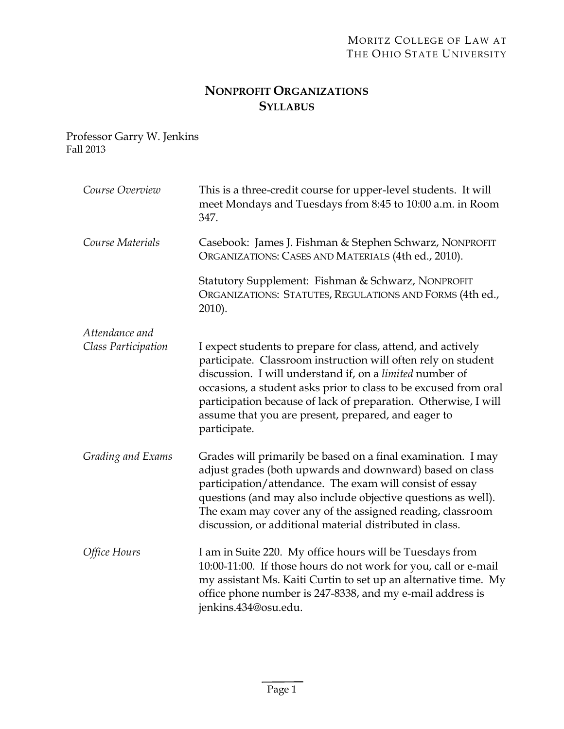Moritz College of Law at
The Ohio State University

# Nonprofit Organizations
## Syllabus

Professor Garry W. Jenkins
Fall 2013

*Course Overview*

This is a three-credit course for upper-level students. It will meet Mondays and Tuesdays from 8:45 to 10:00 a.m. in Room 347.

*Course Materials*

Casebook: James J. Fishman & Stephen Schwarz, Nonprofit Organizations: Cases and Materials (4th ed., 2010).

Statutory Supplement: Fishman & Schwarz, Nonprofit Organizations: Statutes, Regulations and Forms (4th ed., 2010).

*Attendance and Class Participation*

I expect students to prepare for class, attend, and actively participate. Classroom instruction will often rely on student discussion. I will understand if, on a *limited* number of occasions, a student asks prior to class to be excused from oral participation because of lack of preparation. Otherwise, I will assume that you are present, prepared, and eager to participate.

*Grading and Exams*

Grades will primarily be based on a final examination. I may adjust grades (both upwards and downward) based on class participation/attendance. The exam will consist of essay questions (and may also include objective questions as well). The exam may cover any of the assigned reading, classroom discussion, or additional material distributed in class.

*Office Hours*

I am in Suite 220. My office hours will be Tuesdays from 10:00-11:00. If those hours do not work for you, call or e-mail my assistant Ms. Kaiti Curtin to set up an alternative time. My office phone number is 247-8338, and my e-mail address is jenkins.434@osu.edu.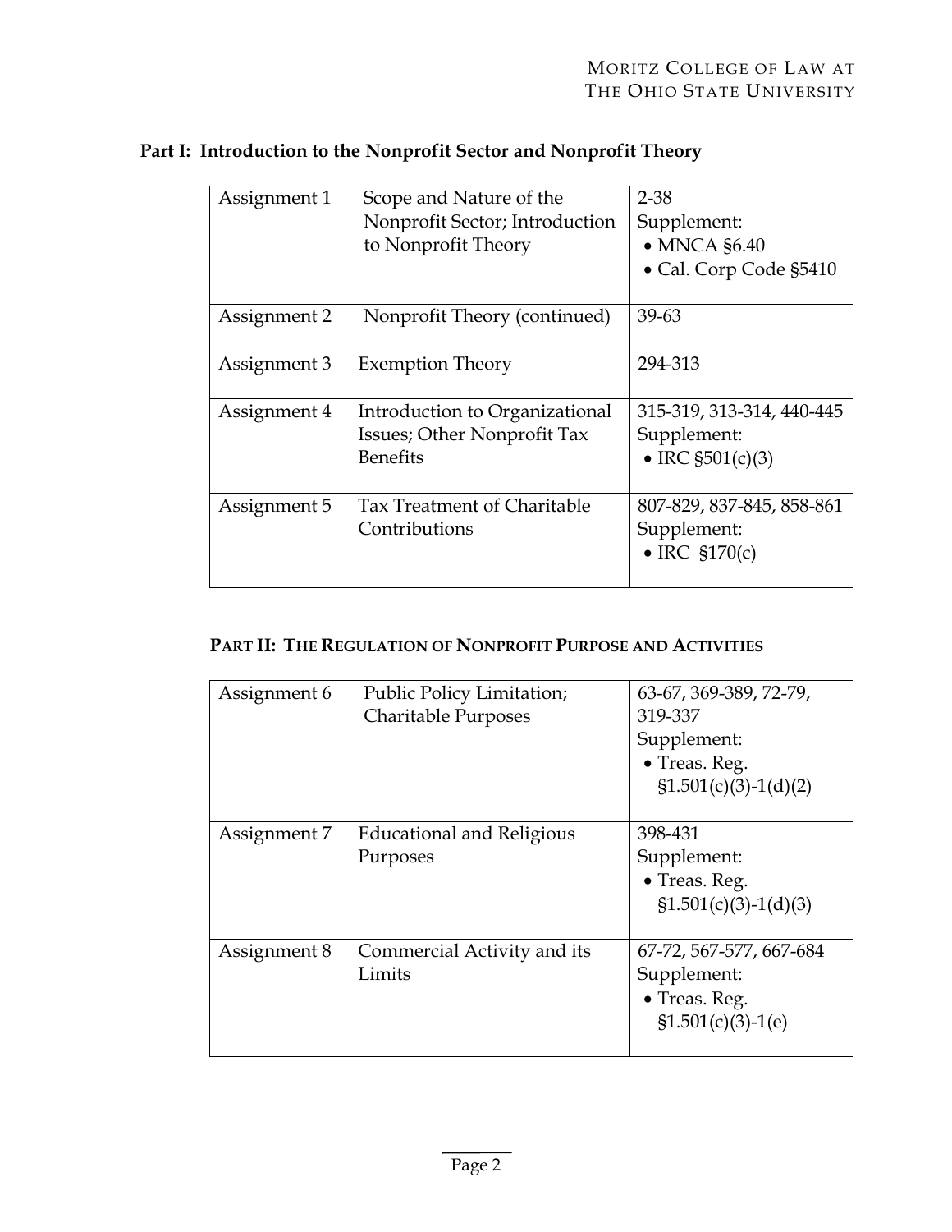## Part I: Introduction to the Nonprofit Sector and Nonprofit Theory

| | | |
|---|---|---|
| Assignment 1 | Scope and Nature of the Nonprofit Sector; Introduction to Nonprofit Theory | 2-38<br>Supplement:<br>• MNCA §6.40<br>• Cal. Corp Code §5410 |
| Assignment 2 | Nonprofit Theory (continued) | 39-63 |
| Assignment 3 | Exemption Theory | 294-313 |
| Assignment 4 | Introduction to Organizational Issues; Other Nonprofit Tax Benefits | 315-319, 313-314, 440-445<br>Supplement:<br>• IRC §501(c)(3) |
| Assignment 5 | Tax Treatment of Charitable Contributions | 807-829, 837-845, 858-861<br>Supplement:<br>• IRC §170(c) |

## PART II: THE REGULATION OF NONPROFIT PURPOSE AND ACTIVITIES

| | | |
|---|---|---|
| Assignment 6 | Public Policy Limitation; Charitable Purposes | 63-67, 369-389, 72-79, 319-337<br>Supplement:<br>• Treas. Reg. §1.501(c)(3)-1(d)(2) |
| Assignment 7 | Educational and Religious Purposes | 398-431<br>Supplement:<br>• Treas. Reg. §1.501(c)(3)-1(d)(3) |
| Assignment 8 | Commercial Activity and its Limits | 67-72, 567-577, 667-684<br>Supplement:<br>• Treas. Reg. §1.501(c)(3)-1(e) |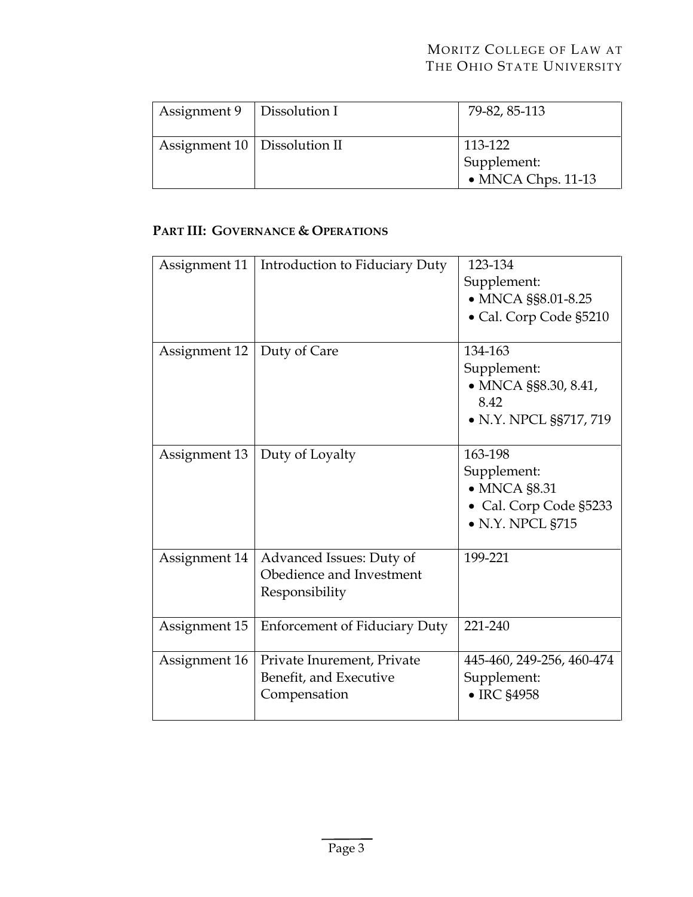| Assignment 9 | Dissolution I | 79-82, 85-113 |
|---|---|---|
| Assignment 10 | Dissolution II | 113-122<br>Supplement:<br>• MNCA Chps. 11-13 |

### PART III: GOVERNANCE & OPERATIONS

| Assignment 11 | Introduction to Fiduciary Duty | 123-134<br>Supplement:<br>• MNCA §§8.01-8.25<br>• Cal. Corp Code §5210 |
|---|---|---|
| Assignment 12 | Duty of Care | 134-163<br>Supplement:<br>• MNCA §§8.30, 8.41, 8.42<br>• N.Y. NPCL §§717, 719 |
| Assignment 13 | Duty of Loyalty | 163-198<br>Supplement:<br>• MNCA §8.31<br>• Cal. Corp Code §5233<br>• N.Y. NPCL §715 |
| Assignment 14 | Advanced Issues: Duty of Obedience and Investment Responsibility | 199-221 |
| Assignment 15 | Enforcement of Fiduciary Duty | 221-240 |
| Assignment 16 | Private Inurement, Private Benefit, and Executive Compensation | 445-460, 249-256, 460-474<br>Supplement:<br>• IRC §4958 |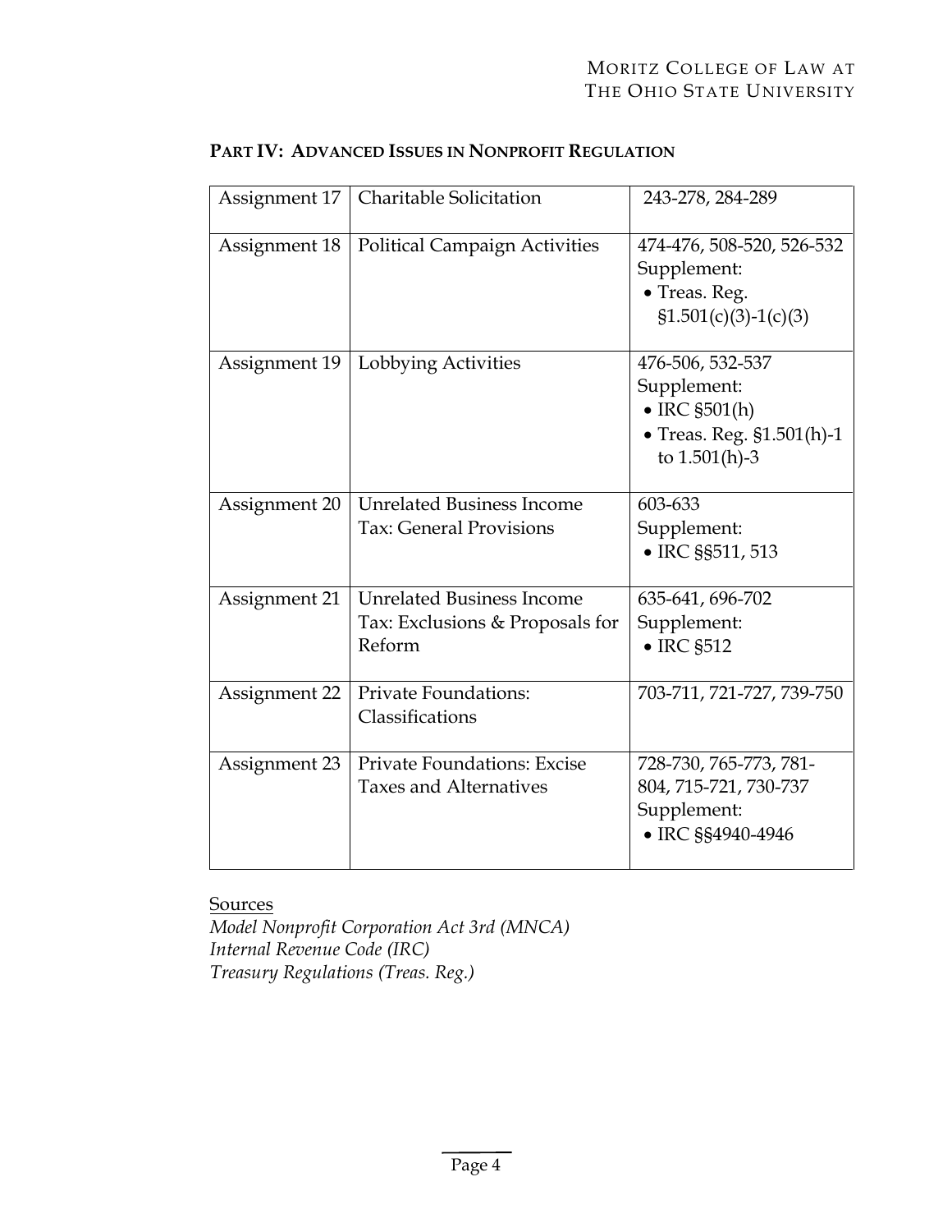## PART IV: ADVANCED ISSUES IN NONPROFIT REGULATION

| | | |
|---|---|---|
| Assignment 17 | Charitable Solicitation | 243-278, 284-289 |
| Assignment 18 | Political Campaign Activities | 474-476, 508-520, 526-532<br>Supplement:<br>• Treas. Reg. §1.501(c)(3)-1(c)(3) |
| Assignment 19 | Lobbying Activities | 476-506, 532-537<br>Supplement:<br>• IRC §501(h)<br>• Treas. Reg. §1.501(h)-1 to 1.501(h)-3 |
| Assignment 20 | Unrelated Business Income Tax: General Provisions | 603-633<br>Supplement:<br>• IRC §§511, 513 |
| Assignment 21 | Unrelated Business Income Tax: Exclusions & Proposals for Reform | 635-641, 696-702<br>Supplement:<br>• IRC §512 |
| Assignment 22 | Private Foundations: Classifications | 703-711, 721-727, 739-750 |
| Assignment 23 | Private Foundations: Excise Taxes and Alternatives | 728-730, 765-773, 781-804, 715-721, 730-737<br>Supplement:<br>• IRC §§4940-4946 |

<u>Sources</u>

*Model Nonprofit Corporation Act 3rd (MNCA)*
*Internal Revenue Code (IRC)*
*Treasury Regulations (Treas. Reg.)*